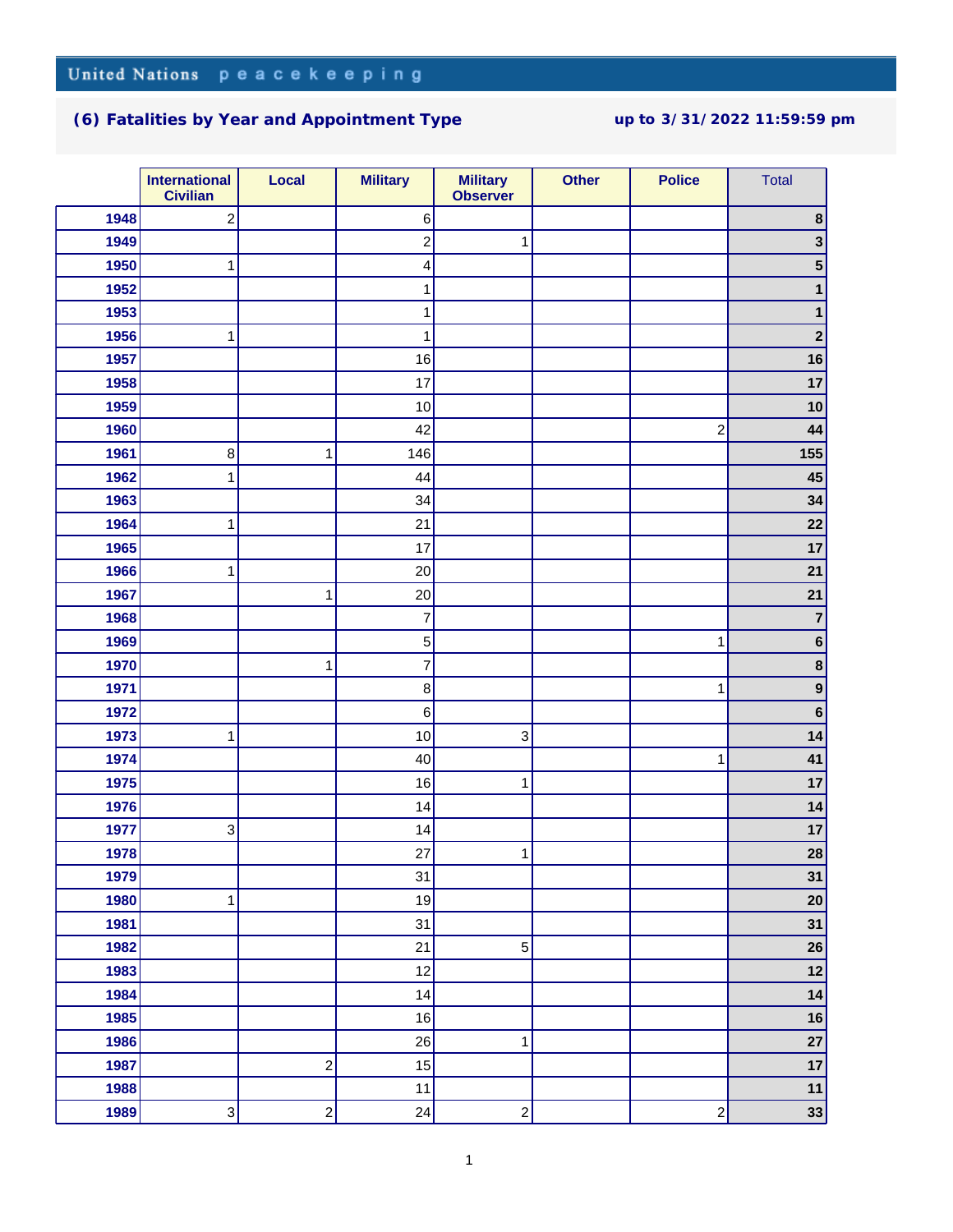United Nations peacekeeping

## (6) Fatalities by Year and Appointment Type

**up to 3/31/2022 11:59:59 pm**

| | International Civilian | Local | Military | Military Observer | Other | Police | Total |
|---|---|---|---|---|---|---|---|
| **1948** | 2 | | 6 | | | | **8** |
| **1949** | | | 2 | 1 | | | **3** |
| **1950** | 1 | | 4 | | | | **5** |
| **1952** | | | 1 | | | | **1** |
| **1953** | | | 1 | | | | **1** |
| **1956** | 1 | | 1 | | | | **2** |
| **1957** | | | 16 | | | | **16** |
| **1958** | | | 17 | | | | **17** |
| **1959** | | | 10 | | | | **10** |
| **1960** | | | 42 | | | 2 | **44** |
| **1961** | 8 | 1 | 146 | | | | **155** |
| **1962** | 1 | | 44 | | | | **45** |
| **1963** | | | 34 | | | | **34** |
| **1964** | 1 | | 21 | | | | **22** |
| **1965** | | | 17 | | | | **17** |
| **1966** | 1 | | 20 | | | | **21** |
| **1967** | | 1 | 20 | | | | **21** |
| **1968** | | | 7 | | | | **7** |
| **1969** | | | 5 | | | 1 | **6** |
| **1970** | | 1 | 7 | | | | **8** |
| **1971** | | | 8 | | | 1 | **9** |
| **1972** | | | 6 | | | | **6** |
| **1973** | 1 | | 10 | 3 | | | **14** |
| **1974** | | | 40 | | | 1 | **41** |
| **1975** | | | 16 | 1 | | | **17** |
| **1976** | | | 14 | | | | **14** |
| **1977** | 3 | | 14 | | | | **17** |
| **1978** | | | 27 | 1 | | | **28** |
| **1979** | | | 31 | | | | **31** |
| **1980** | 1 | | 19 | | | | **20** |
| **1981** | | | 31 | | | | **31** |
| **1982** | | | 21 | 5 | | | **26** |
| **1983** | | | 12 | | | | **12** |
| **1984** | | | 14 | | | | **14** |
| **1985** | | | 16 | | | | **16** |
| **1986** | | | 26 | 1 | | | **27** |
| **1987** | | 2 | 15 | | | | **17** |
| **1988** | | | 11 | | | | **11** |
| **1989** | 3 | 2 | 24 | 2 | | 2 | **33** |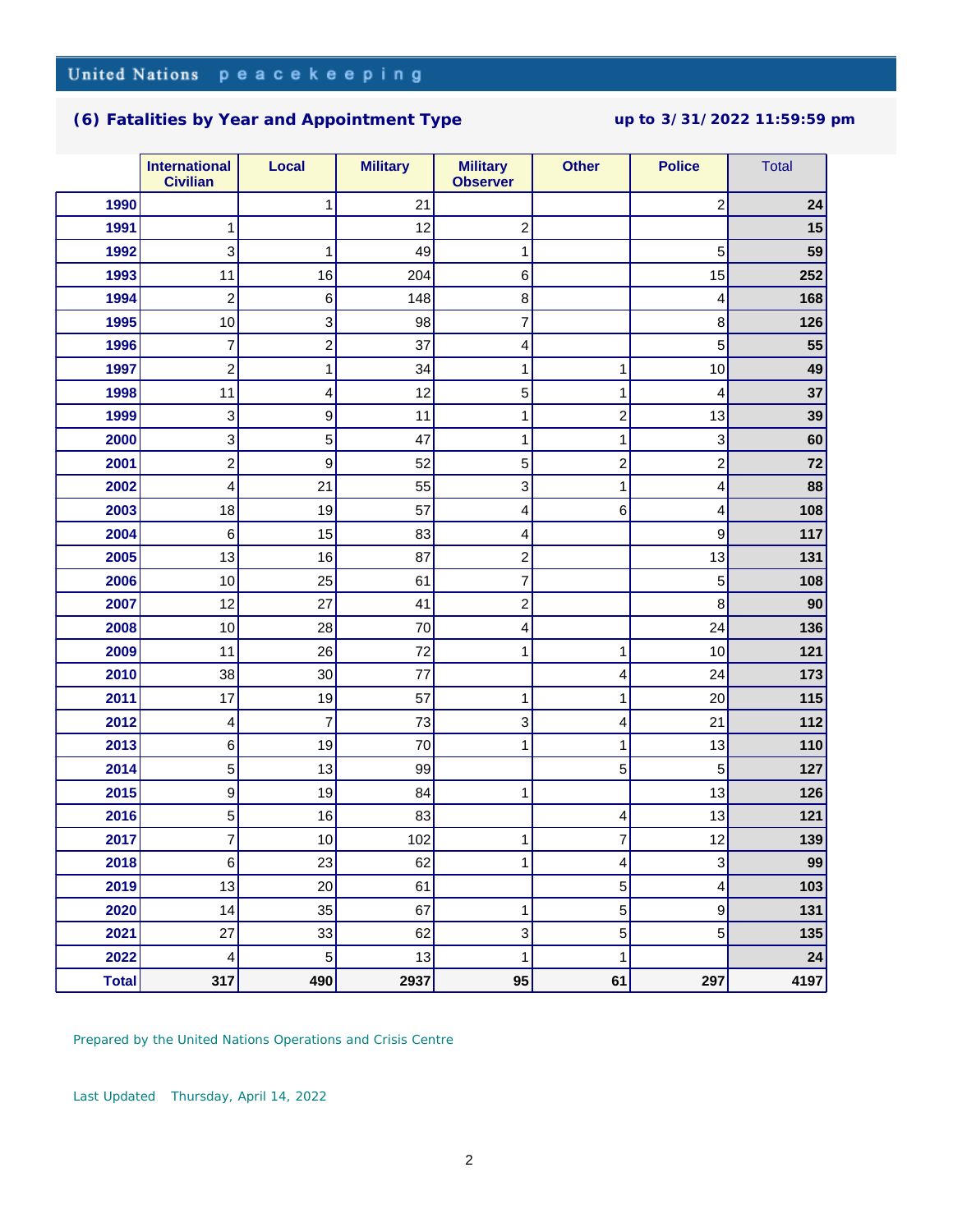United Nations peacekeeping

## (6) Fatalities by Year and Appointment Type

**up to 3/31/2022 11:59:59 pm**

| | International Civilian | Local | Military | Military Observer | Other | Police | Total |
|---|---|---|---|---|---|---|---|
| **1990** | | 1 | 21 | | | 2 | **24** |
| **1991** | 1 | | 12 | 2 | | | **15** |
| **1992** | 3 | 1 | 49 | 1 | | 5 | **59** |
| **1993** | 11 | 16 | 204 | 6 | | 15 | **252** |
| **1994** | 2 | 6 | 148 | 8 | | 4 | **168** |
| **1995** | 10 | 3 | 98 | 7 | | 8 | **126** |
| **1996** | 7 | 2 | 37 | 4 | | 5 | **55** |
| **1997** | 2 | 1 | 34 | 1 | 1 | 10 | **49** |
| **1998** | 11 | 4 | 12 | 5 | 1 | 4 | **37** |
| **1999** | 3 | 9 | 11 | 1 | 2 | 13 | **39** |
| **2000** | 3 | 5 | 47 | 1 | 1 | 3 | **60** |
| **2001** | 2 | 9 | 52 | 5 | 2 | 2 | **72** |
| **2002** | 4 | 21 | 55 | 3 | 1 | 4 | **88** |
| **2003** | 18 | 19 | 57 | 4 | 6 | 4 | **108** |
| **2004** | 6 | 15 | 83 | 4 | | 9 | **117** |
| **2005** | 13 | 16 | 87 | 2 | | 13 | **131** |
| **2006** | 10 | 25 | 61 | 7 | | 5 | **108** |
| **2007** | 12 | 27 | 41 | 2 | | 8 | **90** |
| **2008** | 10 | 28 | 70 | 4 | | 24 | **136** |
| **2009** | 11 | 26 | 72 | 1 | 1 | 10 | **121** |
| **2010** | 38 | 30 | 77 | | 4 | 24 | **173** |
| **2011** | 17 | 19 | 57 | 1 | 1 | 20 | **115** |
| **2012** | 4 | 7 | 73 | 3 | 4 | 21 | **112** |
| **2013** | 6 | 19 | 70 | 1 | 1 | 13 | **110** |
| **2014** | 5 | 13 | 99 | | 5 | 5 | **127** |
| **2015** | 9 | 19 | 84 | 1 | | 13 | **126** |
| **2016** | 5 | 16 | 83 | | 4 | 13 | **121** |
| **2017** | 7 | 10 | 102 | 1 | 7 | 12 | **139** |
| **2018** | 6 | 23 | 62 | 1 | 4 | 3 | **99** |
| **2019** | 13 | 20 | 61 | | 5 | 4 | **103** |
| **2020** | 14 | 35 | 67 | 1 | 5 | 9 | **131** |
| **2021** | 27 | 33 | 62 | 3 | 5 | 5 | **135** |
| **2022** | 4 | 5 | 13 | 1 | 1 | | **24** |
| **Total** | **317** | **490** | **2937** | **95** | **61** | **297** | **4197** |

Prepared by the United Nations Operations and Crisis Centre

Last Updated Thursday, April 14, 2022